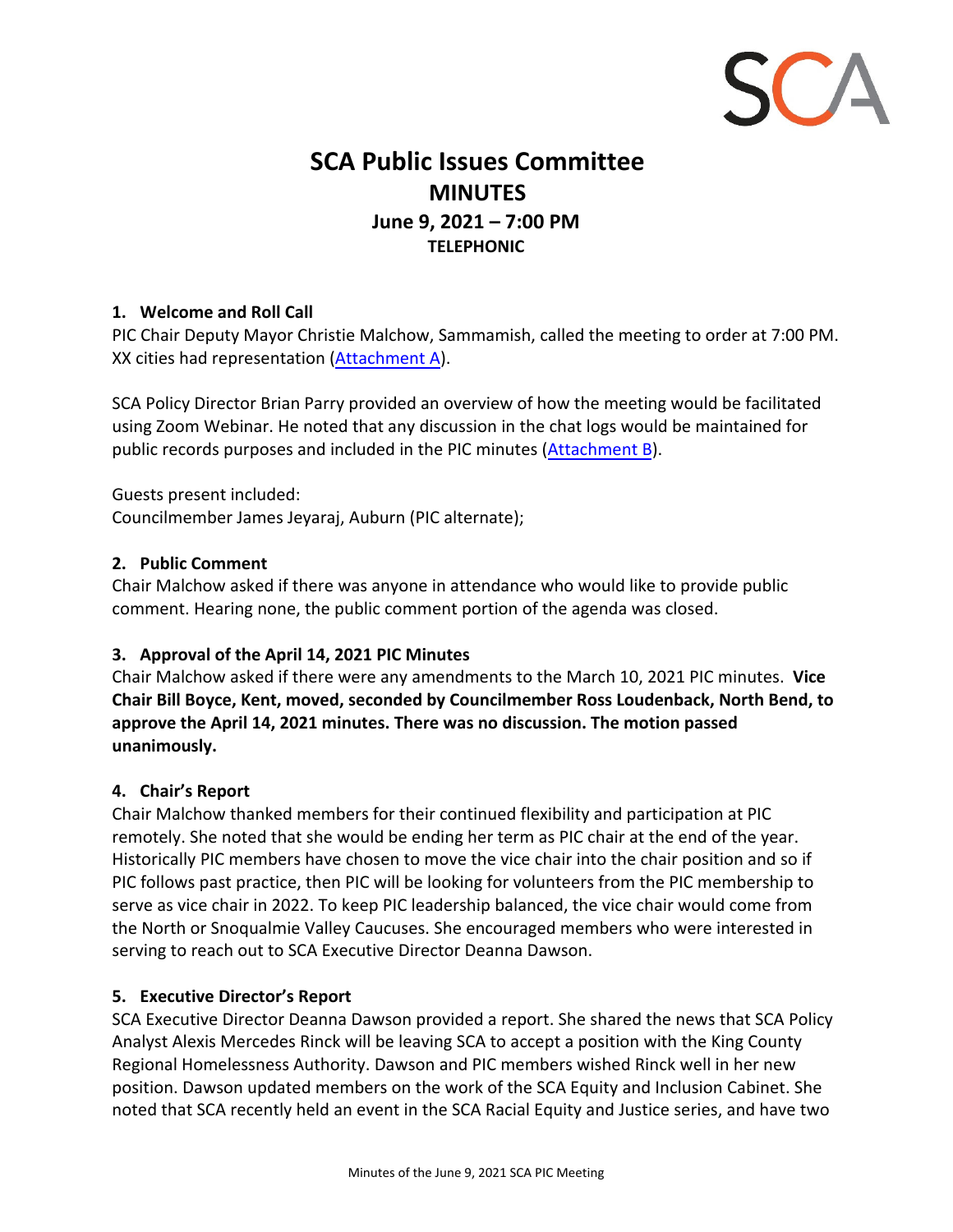SCA

# SCA Public Issues Committee
## MINUTES
### June 9, 2021 – 7:00 PM
**TELEPHONIC**

### 1. Welcome and Roll Call

PIC Chair Deputy Mayor Christie Malchow, Sammamish, called the meeting to order at 7:00 PM. XX cities had representation (Attachment A).

SCA Policy Director Brian Parry provided an overview of how the meeting would be facilitated using Zoom Webinar. He noted that any discussion in the chat logs would be maintained for public records purposes and included in the PIC minutes (Attachment B).

Guests present included:
Councilmember James Jeyaraj, Auburn (PIC alternate);

### 2. Public Comment

Chair Malchow asked if there was anyone in attendance who would like to provide public comment. Hearing none, the public comment portion of the agenda was closed.

### 3. Approval of the April 14, 2021 PIC Minutes

Chair Malchow asked if there were any amendments to the March 10, 2021 PIC minutes. **Vice Chair Bill Boyce, Kent, moved, seconded by Councilmember Ross Loudenback, North Bend, to approve the April 14, 2021 minutes. There was no discussion. The motion passed unanimously.**

### 4. Chair's Report

Chair Malchow thanked members for their continued flexibility and participation at PIC remotely. She noted that she would be ending her term as PIC chair at the end of the year. Historically PIC members have chosen to move the vice chair into the chair position and so if PIC follows past practice, then PIC will be looking for volunteers from the PIC membership to serve as vice chair in 2022. To keep PIC leadership balanced, the vice chair would come from the North or Snoqualmie Valley Caucuses. She encouraged members who were interested in serving to reach out to SCA Executive Director Deanna Dawson.

### 5. Executive Director's Report

SCA Executive Director Deanna Dawson provided a report. She shared the news that SCA Policy Analyst Alexis Mercedes Rinck will be leaving SCA to accept a position with the King County Regional Homelessness Authority. Dawson and PIC members wished Rinck well in her new position. Dawson updated members on the work of the SCA Equity and Inclusion Cabinet. She noted that SCA recently held an event in the SCA Racial Equity and Justice series, and have two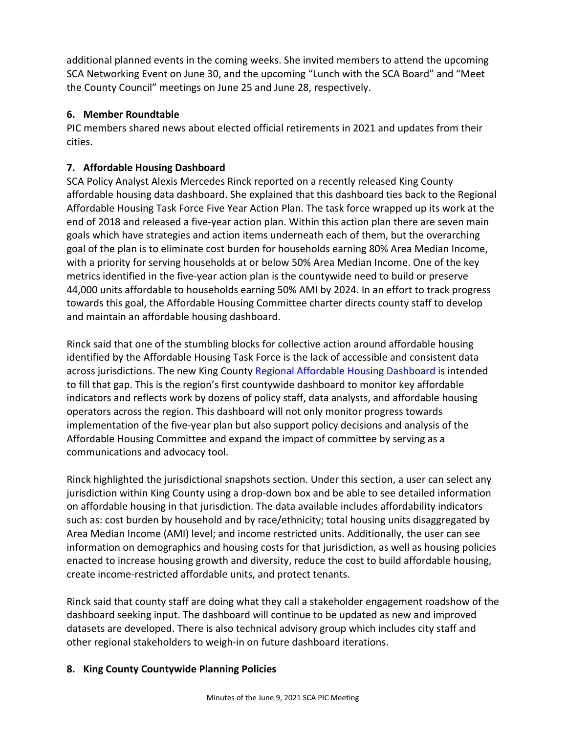additional planned events in the coming weeks. She invited members to attend the upcoming SCA Networking Event on June 30, and the upcoming "Lunch with the SCA Board" and "Meet the County Council" meetings on June 25 and June 28, respectively.

**6. Member Roundtable**

PIC members shared news about elected official retirements in 2021 and updates from their cities.

**7. Affordable Housing Dashboard**

SCA Policy Analyst Alexis Mercedes Rinck reported on a recently released King County affordable housing data dashboard. She explained that this dashboard ties back to the Regional Affordable Housing Task Force Five Year Action Plan. The task force wrapped up its work at the end of 2018 and released a five-year action plan. Within this action plan there are seven main goals which have strategies and action items underneath each of them, but the overarching goal of the plan is to eliminate cost burden for households earning 80% Area Median Income, with a priority for serving households at or below 50% Area Median Income. One of the key metrics identified in the five-year action plan is the countywide need to build or preserve 44,000 units affordable to households earning 50% AMI by 2024. In an effort to track progress towards this goal, the Affordable Housing Committee charter directs county staff to develop and maintain an affordable housing dashboard.

Rinck said that one of the stumbling blocks for collective action around affordable housing identified by the Affordable Housing Task Force is the lack of accessible and consistent data across jurisdictions. The new King County Regional Affordable Housing Dashboard is intended to fill that gap. This is the region's first countywide dashboard to monitor key affordable indicators and reflects work by dozens of policy staff, data analysts, and affordable housing operators across the region. This dashboard will not only monitor progress towards implementation of the five-year plan but also support policy decisions and analysis of the Affordable Housing Committee and expand the impact of committee by serving as a communications and advocacy tool.

Rinck highlighted the jurisdictional snapshots section. Under this section, a user can select any jurisdiction within King County using a drop-down box and be able to see detailed information on affordable housing in that jurisdiction. The data available includes affordability indicators such as: cost burden by household and by race/ethnicity; total housing units disaggregated by Area Median Income (AMI) level; and income restricted units. Additionally, the user can see information on demographics and housing costs for that jurisdiction, as well as housing policies enacted to increase housing growth and diversity, reduce the cost to build affordable housing, create income-restricted affordable units, and protect tenants.

Rinck said that county staff are doing what they call a stakeholder engagement roadshow of the dashboard seeking input. The dashboard will continue to be updated as new and improved datasets are developed. There is also technical advisory group which includes city staff and other regional stakeholders to weigh-in on future dashboard iterations.

**8. King County Countywide Planning Policies**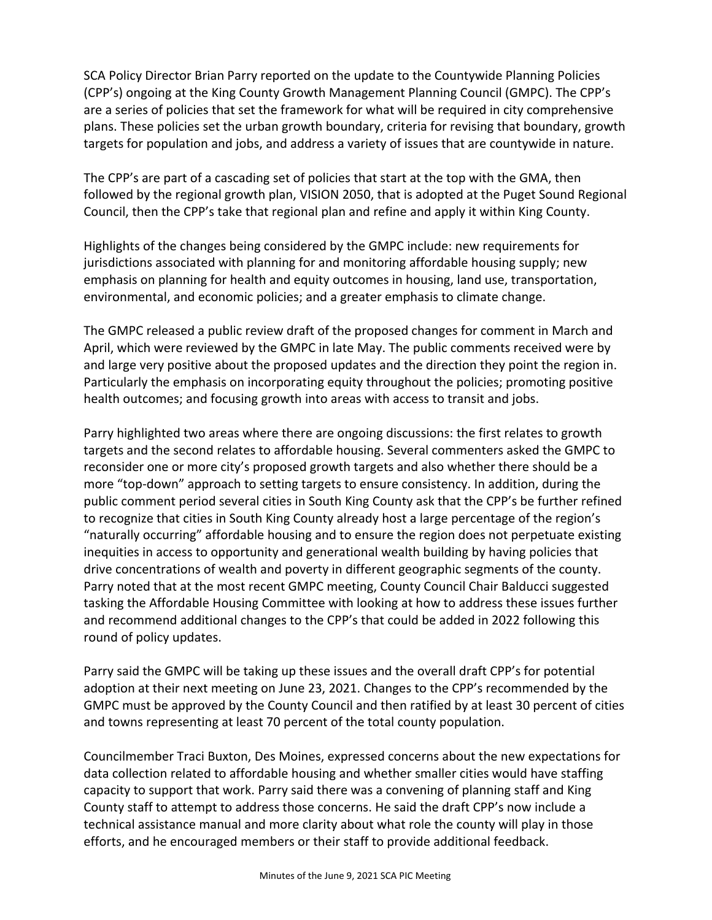SCA Policy Director Brian Parry reported on the update to the Countywide Planning Policies (CPP's) ongoing at the King County Growth Management Planning Council (GMPC). The CPP's are a series of policies that set the framework for what will be required in city comprehensive plans. These policies set the urban growth boundary, criteria for revising that boundary, growth targets for population and jobs, and address a variety of issues that are countywide in nature.

The CPP's are part of a cascading set of policies that start at the top with the GMA, then followed by the regional growth plan, VISION 2050, that is adopted at the Puget Sound Regional Council, then the CPP's take that regional plan and refine and apply it within King County.

Highlights of the changes being considered by the GMPC include: new requirements for jurisdictions associated with planning for and monitoring affordable housing supply; new emphasis on planning for health and equity outcomes in housing, land use, transportation, environmental, and economic policies; and a greater emphasis to climate change.

The GMPC released a public review draft of the proposed changes for comment in March and April, which were reviewed by the GMPC in late May. The public comments received were by and large very positive about the proposed updates and the direction they point the region in. Particularly the emphasis on incorporating equity throughout the policies; promoting positive health outcomes; and focusing growth into areas with access to transit and jobs.

Parry highlighted two areas where there are ongoing discussions: the first relates to growth targets and the second relates to affordable housing. Several commenters asked the GMPC to reconsider one or more city's proposed growth targets and also whether there should be a more "top-down" approach to setting targets to ensure consistency. In addition, during the public comment period several cities in South King County ask that the CPP's be further refined to recognize that cities in South King County already host a large percentage of the region's "naturally occurring" affordable housing and to ensure the region does not perpetuate existing inequities in access to opportunity and generational wealth building by having policies that drive concentrations of wealth and poverty in different geographic segments of the county. Parry noted that at the most recent GMPC meeting, County Council Chair Balducci suggested tasking the Affordable Housing Committee with looking at how to address these issues further and recommend additional changes to the CPP's that could be added in 2022 following this round of policy updates.

Parry said the GMPC will be taking up these issues and the overall draft CPP's for potential adoption at their next meeting on June 23, 2021. Changes to the CPP's recommended by the GMPC must be approved by the County Council and then ratified by at least 30 percent of cities and towns representing at least 70 percent of the total county population.

Councilmember Traci Buxton, Des Moines, expressed concerns about the new expectations for data collection related to affordable housing and whether smaller cities would have staffing capacity to support that work. Parry said there was a convening of planning staff and King County staff to attempt to address those concerns. He said the draft CPP's now include a technical assistance manual and more clarity about what role the county will play in those efforts, and he encouraged members or their staff to provide additional feedback.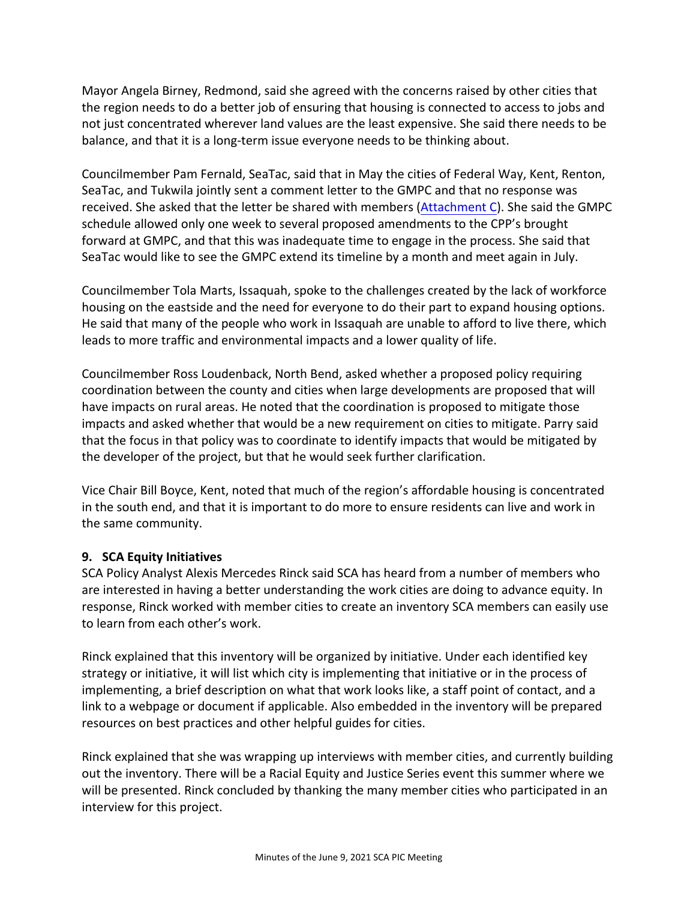Mayor Angela Birney, Redmond, said she agreed with the concerns raised by other cities that the region needs to do a better job of ensuring that housing is connected to access to jobs and not just concentrated wherever land values are the least expensive. She said there needs to be balance, and that it is a long-term issue everyone needs to be thinking about.

Councilmember Pam Fernald, SeaTac, said that in May the cities of Federal Way, Kent, Renton, SeaTac, and Tukwila jointly sent a comment letter to the GMPC and that no response was received. She asked that the letter be shared with members (Attachment C). She said the GMPC schedule allowed only one week to several proposed amendments to the CPP's brought forward at GMPC, and that this was inadequate time to engage in the process. She said that SeaTac would like to see the GMPC extend its timeline by a month and meet again in July.

Councilmember Tola Marts, Issaquah, spoke to the challenges created by the lack of workforce housing on the eastside and the need for everyone to do their part to expand housing options. He said that many of the people who work in Issaquah are unable to afford to live there, which leads to more traffic and environmental impacts and a lower quality of life.

Councilmember Ross Loudenback, North Bend, asked whether a proposed policy requiring coordination between the county and cities when large developments are proposed that will have impacts on rural areas. He noted that the coordination is proposed to mitigate those impacts and asked whether that would be a new requirement on cities to mitigate. Parry said that the focus in that policy was to coordinate to identify impacts that would be mitigated by the developer of the project, but that he would seek further clarification.

Vice Chair Bill Boyce, Kent, noted that much of the region's affordable housing is concentrated in the south end, and that it is important to do more to ensure residents can live and work in the same community.

**9. SCA Equity Initiatives**

SCA Policy Analyst Alexis Mercedes Rinck said SCA has heard from a number of members who are interested in having a better understanding the work cities are doing to advance equity. In response, Rinck worked with member cities to create an inventory SCA members can easily use to learn from each other's work.

Rinck explained that this inventory will be organized by initiative. Under each identified key strategy or initiative, it will list which city is implementing that initiative or in the process of implementing, a brief description on what that work looks like, a staff point of contact, and a link to a webpage or document if applicable. Also embedded in the inventory will be prepared resources on best practices and other helpful guides for cities.

Rinck explained that she was wrapping up interviews with member cities, and currently building out the inventory. There will be a Racial Equity and Justice Series event this summer where we will be presented. Rinck concluded by thanking the many member cities who participated in an interview for this project.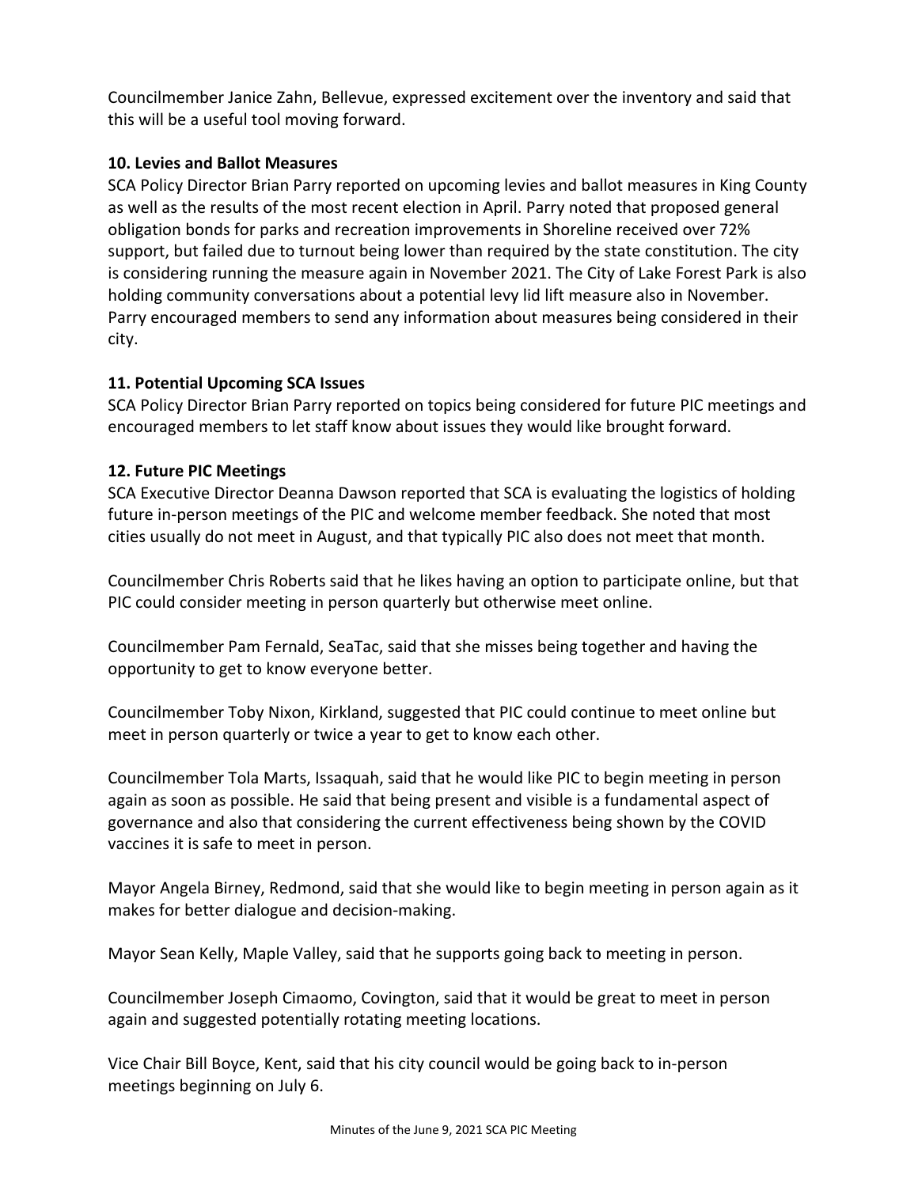Councilmember Janice Zahn, Bellevue, expressed excitement over the inventory and said that this will be a useful tool moving forward.

**10. Levies and Ballot Measures**

SCA Policy Director Brian Parry reported on upcoming levies and ballot measures in King County as well as the results of the most recent election in April. Parry noted that proposed general obligation bonds for parks and recreation improvements in Shoreline received over 72% support, but failed due to turnout being lower than required by the state constitution. The city is considering running the measure again in November 2021. The City of Lake Forest Park is also holding community conversations about a potential levy lid lift measure also in November. Parry encouraged members to send any information about measures being considered in their city.

**11. Potential Upcoming SCA Issues**

SCA Policy Director Brian Parry reported on topics being considered for future PIC meetings and encouraged members to let staff know about issues they would like brought forward.

**12. Future PIC Meetings**

SCA Executive Director Deanna Dawson reported that SCA is evaluating the logistics of holding future in-person meetings of the PIC and welcome member feedback. She noted that most cities usually do not meet in August, and that typically PIC also does not meet that month.

Councilmember Chris Roberts said that he likes having an option to participate online, but that PIC could consider meeting in person quarterly but otherwise meet online.

Councilmember Pam Fernald, SeaTac, said that she misses being together and having the opportunity to get to know everyone better.

Councilmember Toby Nixon, Kirkland, suggested that PIC could continue to meet online but meet in person quarterly or twice a year to get to know each other.

Councilmember Tola Marts, Issaquah, said that he would like PIC to begin meeting in person again as soon as possible. He said that being present and visible is a fundamental aspect of governance and also that considering the current effectiveness being shown by the COVID vaccines it is safe to meet in person.

Mayor Angela Birney, Redmond, said that she would like to begin meeting in person again as it makes for better dialogue and decision-making.

Mayor Sean Kelly, Maple Valley, said that he supports going back to meeting in person.

Councilmember Joseph Cimaomo, Covington, said that it would be great to meet in person again and suggested potentially rotating meeting locations.

Vice Chair Bill Boyce, Kent, said that his city council would be going back to in-person meetings beginning on July 6.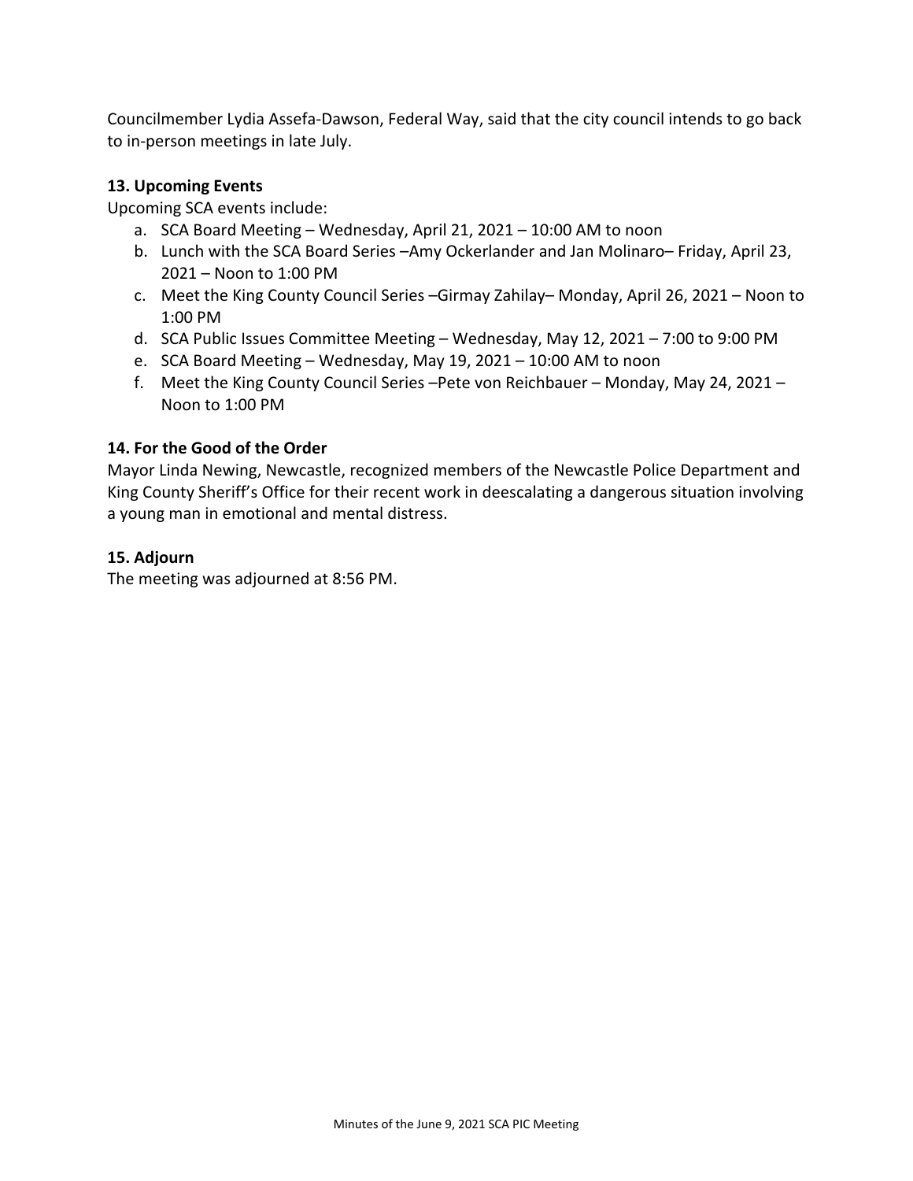Councilmember Lydia Assefa-Dawson, Federal Way, said that the city council intends to go back to in-person meetings in late July.

**13. Upcoming Events**

Upcoming SCA events include:

a. SCA Board Meeting – Wednesday, April 21, 2021 – 10:00 AM to noon
b. Lunch with the SCA Board Series –Amy Ockerlander and Jan Molinaro– Friday, April 23, 2021 – Noon to 1:00 PM
c. Meet the King County Council Series –Girmay Zahilay– Monday, April 26, 2021 – Noon to 1:00 PM
d. SCA Public Issues Committee Meeting – Wednesday, May 12, 2021 – 7:00 to 9:00 PM
e. SCA Board Meeting – Wednesday, May 19, 2021 – 10:00 AM to noon
f. Meet the King County Council Series –Pete von Reichbauer – Monday, May 24, 2021 – Noon to 1:00 PM

**14. For the Good of the Order**

Mayor Linda Newing, Newcastle, recognized members of the Newcastle Police Department and King County Sheriff's Office for their recent work in deescalating a dangerous situation involving a young man in emotional and mental distress.

**15. Adjourn**

The meeting was adjourned at 8:56 PM.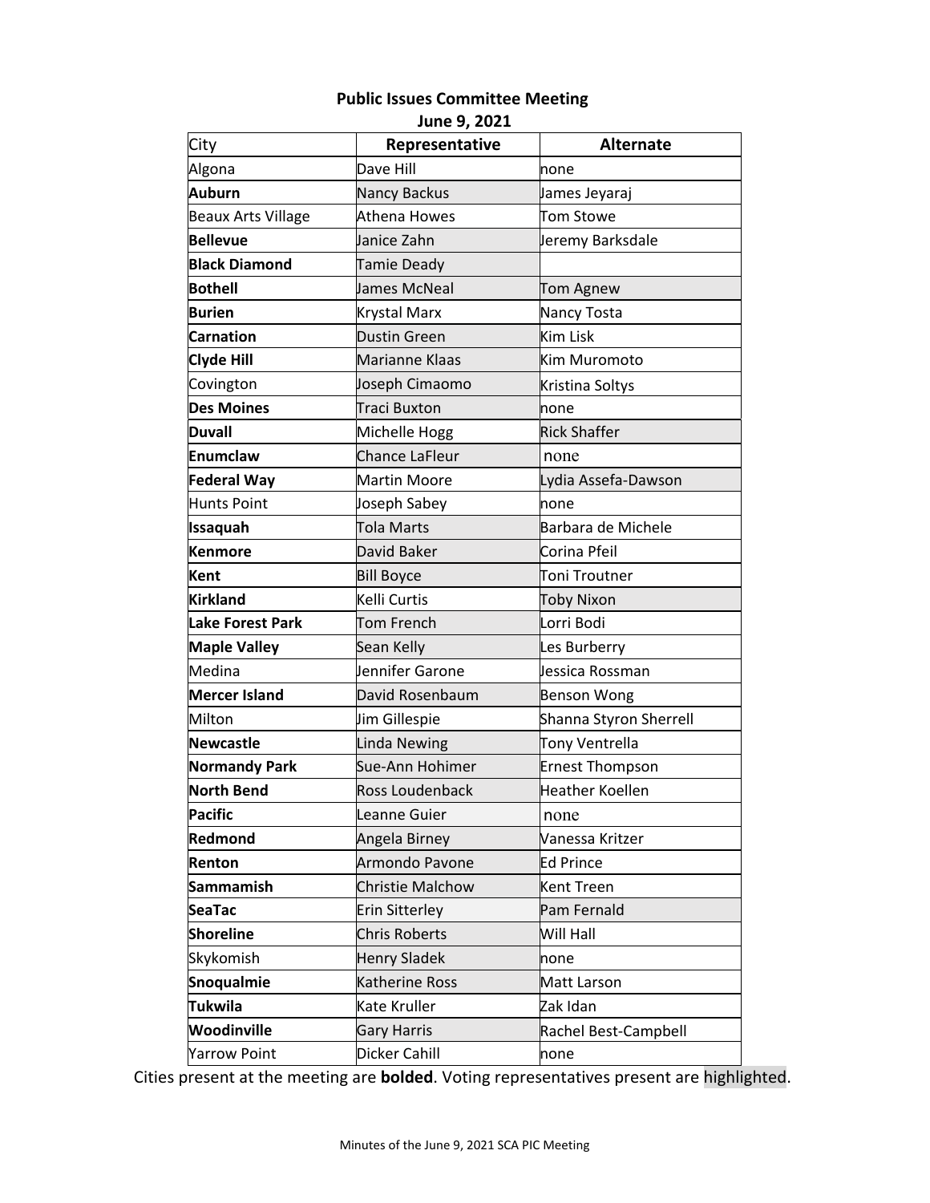## Public Issues Committee Meeting
## June 9, 2021

| City | Representative | Alternate |
|---|---|---|
| Algona | Dave Hill | none |
| **Auburn** | Nancy Backus | James Jeyaraj |
| Beaux Arts Village | Athena Howes | Tom Stowe |
| **Bellevue** | Janice Zahn | Jeremy Barksdale |
| **Black Diamond** | Tamie Deady | |
| **Bothell** | James McNeal | Tom Agnew |
| **Burien** | Krystal Marx | Nancy Tosta |
| **Carnation** | Dustin Green | Kim Lisk |
| **Clyde Hill** | Marianne Klaas | Kim Muromoto |
| Covington | Joseph Cimaomo | Kristina Soltys |
| **Des Moines** | Traci Buxton | none |
| **Duvall** | Michelle Hogg | Rick Shaffer |
| **Enumclaw** | Chance LaFleur | none |
| **Federal Way** | Martin Moore | Lydia Assefa-Dawson |
| Hunts Point | Joseph Sabey | none |
| **Issaquah** | Tola Marts | Barbara de Michele |
| **Kenmore** | David Baker | Corina Pfeil |
| **Kent** | Bill Boyce | Toni Troutner |
| **Kirkland** | Kelli Curtis | Toby Nixon |
| **Lake Forest Park** | Tom French | Lorri Bodi |
| **Maple Valley** | Sean Kelly | Les Burberry |
| Medina | Jennifer Garone | Jessica Rossman |
| **Mercer Island** | David Rosenbaum | Benson Wong |
| Milton | Jim Gillespie | Shanna Styron Sherrell |
| **Newcastle** | Linda Newing | Tony Ventrella |
| **Normandy Park** | Sue-Ann Hohimer | Ernest Thompson |
| **North Bend** | Ross Loudenback | Heather Koellen |
| **Pacific** | Leanne Guier | none |
| **Redmond** | Angela Birney | Vanessa Kritzer |
| **Renton** | Armondo Pavone | Ed Prince |
| **Sammamish** | Christie Malchow | Kent Treen |
| **SeaTac** | Erin Sitterley | Pam Fernald |
| **Shoreline** | Chris Roberts | Will Hall |
| Skykomish | Henry Sladek | none |
| **Snoqualmie** | Katherine Ross | Matt Larson |
| **Tukwila** | Kate Kruller | Zak Idan |
| **Woodinville** | Gary Harris | Rachel Best-Campbell |
| Yarrow Point | Dicker Cahill | none |

Cities present at the meeting are **bolded**. Voting representatives present are highlighted.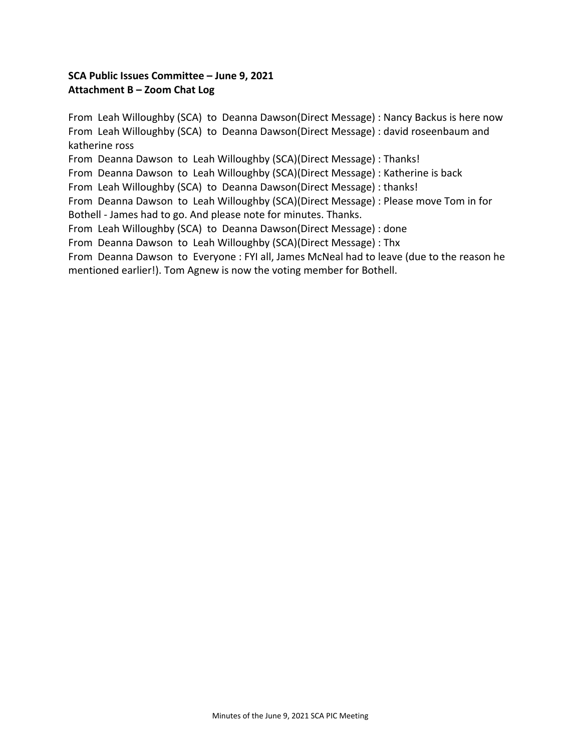**SCA Public Issues Committee – June 9, 2021**
**Attachment B – Zoom Chat Log**

From Leah Willoughby (SCA) to Deanna Dawson(Direct Message) : Nancy Backus is here now
From Leah Willoughby (SCA) to Deanna Dawson(Direct Message) : david roseenbaum and katherine ross
From Deanna Dawson to Leah Willoughby (SCA)(Direct Message) : Thanks!
From Deanna Dawson to Leah Willoughby (SCA)(Direct Message) : Katherine is back
From Leah Willoughby (SCA) to Deanna Dawson(Direct Message) : thanks!
From Deanna Dawson to Leah Willoughby (SCA)(Direct Message) : Please move Tom in for Bothell - James had to go. And please note for minutes. Thanks.
From Leah Willoughby (SCA) to Deanna Dawson(Direct Message) : done
From Deanna Dawson to Leah Willoughby (SCA)(Direct Message) : Thx
From Deanna Dawson to Everyone : FYI all, James McNeal had to leave (due to the reason he mentioned earlier!). Tom Agnew is now the voting member for Bothell.